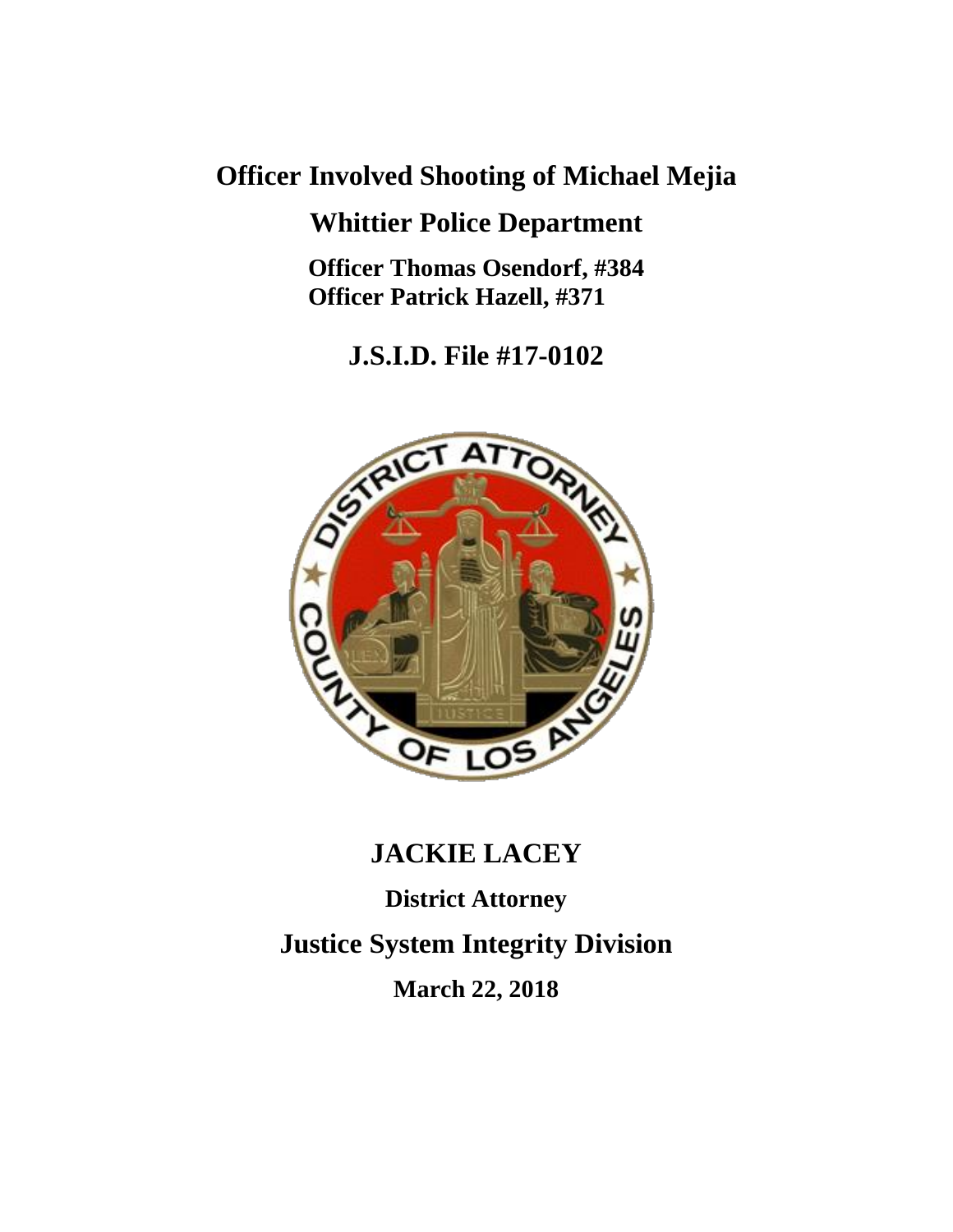# Officer Involved Shooting of Michael Mejia

## Whittier Police Department

**Officer Thomas Osendorf, #384**
**Officer Patrick Hazell, #371**

## J.S.I.D. File #17-0102

## JACKIE LACEY

**District Attorney**

## Justice System Integrity Division

**March 22, 2018**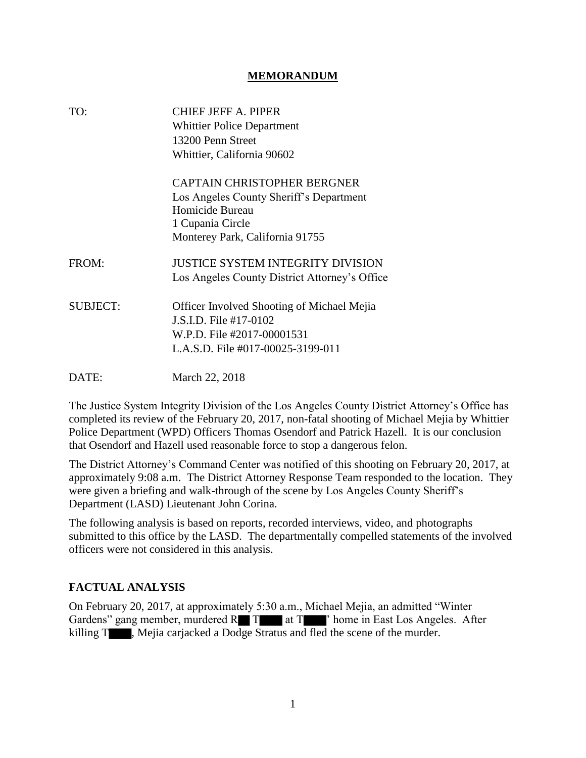# MEMORANDUM

TO: CHIEF JEFF A. PIPER
Whittier Police Department
13200 Penn Street
Whittier, California 90602

CAPTAIN CHRISTOPHER BERGNER
Los Angeles County Sheriff's Department
Homicide Bureau
1 Cupania Circle
Monterey Park, California 91755

FROM: JUSTICE SYSTEM INTEGRITY DIVISION
Los Angeles County District Attorney's Office

SUBJECT: Officer Involved Shooting of Michael Mejia
J.S.I.D. File #17-0102
W.P.D. File #2017-00001531
L.A.S.D. File #017-00025-3199-011

DATE: March 22, 2018

The Justice System Integrity Division of the Los Angeles County District Attorney's Office has completed its review of the February 20, 2017, non-fatal shooting of Michael Mejia by Whittier Police Department (WPD) Officers Thomas Osendorf and Patrick Hazell. It is our conclusion that Osendorf and Hazell used reasonable force to stop a dangerous felon.

The District Attorney's Command Center was notified of this shooting on February 20, 2017, at approximately 9:08 a.m. The District Attorney Response Team responded to the location. They were given a briefing and walk-through of the scene by Los Angeles County Sheriff's Department (LASD) Lieutenant John Corina.

The following analysis is based on reports, recorded interviews, video, and photographs submitted to this office by the LASD. The departmentally compelled statements of the involved officers were not considered in this analysis.

## FACTUAL ANALYSIS

On February 20, 2017, at approximately 5:30 a.m., Michael Mejia, an admitted "Winter Gardens" gang member, murdered R█ T████ at T████' home in East Los Angeles. After killing T████, Mejia carjacked a Dodge Stratus and fled the scene of the murder.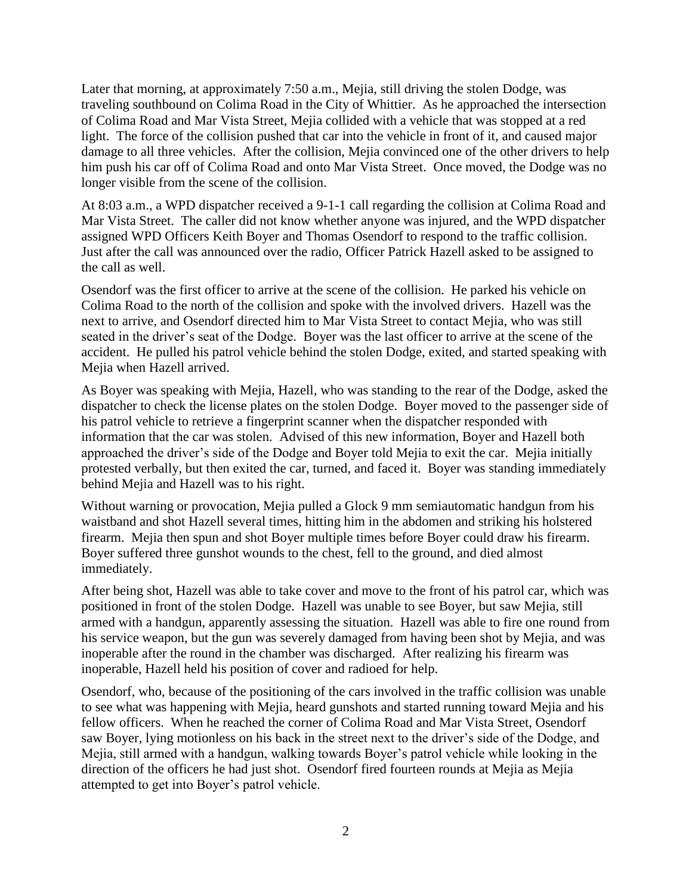Later that morning, at approximately 7:50 a.m., Mejia, still driving the stolen Dodge, was traveling southbound on Colima Road in the City of Whittier. As he approached the intersection of Colima Road and Mar Vista Street, Mejia collided with a vehicle that was stopped at a red light. The force of the collision pushed that car into the vehicle in front of it, and caused major damage to all three vehicles. After the collision, Mejia convinced one of the other drivers to help him push his car off of Colima Road and onto Mar Vista Street. Once moved, the Dodge was no longer visible from the scene of the collision.

At 8:03 a.m., a WPD dispatcher received a 9-1-1 call regarding the collision at Colima Road and Mar Vista Street. The caller did not know whether anyone was injured, and the WPD dispatcher assigned WPD Officers Keith Boyer and Thomas Osendorf to respond to the traffic collision. Just after the call was announced over the radio, Officer Patrick Hazell asked to be assigned to the call as well.

Osendorf was the first officer to arrive at the scene of the collision. He parked his vehicle on Colima Road to the north of the collision and spoke with the involved drivers. Hazell was the next to arrive, and Osendorf directed him to Mar Vista Street to contact Mejia, who was still seated in the driver's seat of the Dodge. Boyer was the last officer to arrive at the scene of the accident. He pulled his patrol vehicle behind the stolen Dodge, exited, and started speaking with Mejia when Hazell arrived.

As Boyer was speaking with Mejia, Hazell, who was standing to the rear of the Dodge, asked the dispatcher to check the license plates on the stolen Dodge. Boyer moved to the passenger side of his patrol vehicle to retrieve a fingerprint scanner when the dispatcher responded with information that the car was stolen. Advised of this new information, Boyer and Hazell both approached the driver's side of the Dodge and Boyer told Mejia to exit the car. Mejia initially protested verbally, but then exited the car, turned, and faced it. Boyer was standing immediately behind Mejia and Hazell was to his right.

Without warning or provocation, Mejia pulled a Glock 9 mm semiautomatic handgun from his waistband and shot Hazell several times, hitting him in the abdomen and striking his holstered firearm. Mejia then spun and shot Boyer multiple times before Boyer could draw his firearm. Boyer suffered three gunshot wounds to the chest, fell to the ground, and died almost immediately.

After being shot, Hazell was able to take cover and move to the front of his patrol car, which was positioned in front of the stolen Dodge. Hazell was unable to see Boyer, but saw Mejia, still armed with a handgun, apparently assessing the situation. Hazell was able to fire one round from his service weapon, but the gun was severely damaged from having been shot by Mejia, and was inoperable after the round in the chamber was discharged. After realizing his firearm was inoperable, Hazell held his position of cover and radioed for help.

Osendorf, who, because of the positioning of the cars involved in the traffic collision was unable to see what was happening with Mejia, heard gunshots and started running toward Mejia and his fellow officers. When he reached the corner of Colima Road and Mar Vista Street, Osendorf saw Boyer, lying motionless on his back in the street next to the driver's side of the Dodge, and Mejia, still armed with a handgun, walking towards Boyer's patrol vehicle while looking in the direction of the officers he had just shot. Osendorf fired fourteen rounds at Mejia as Mejia attempted to get into Boyer's patrol vehicle.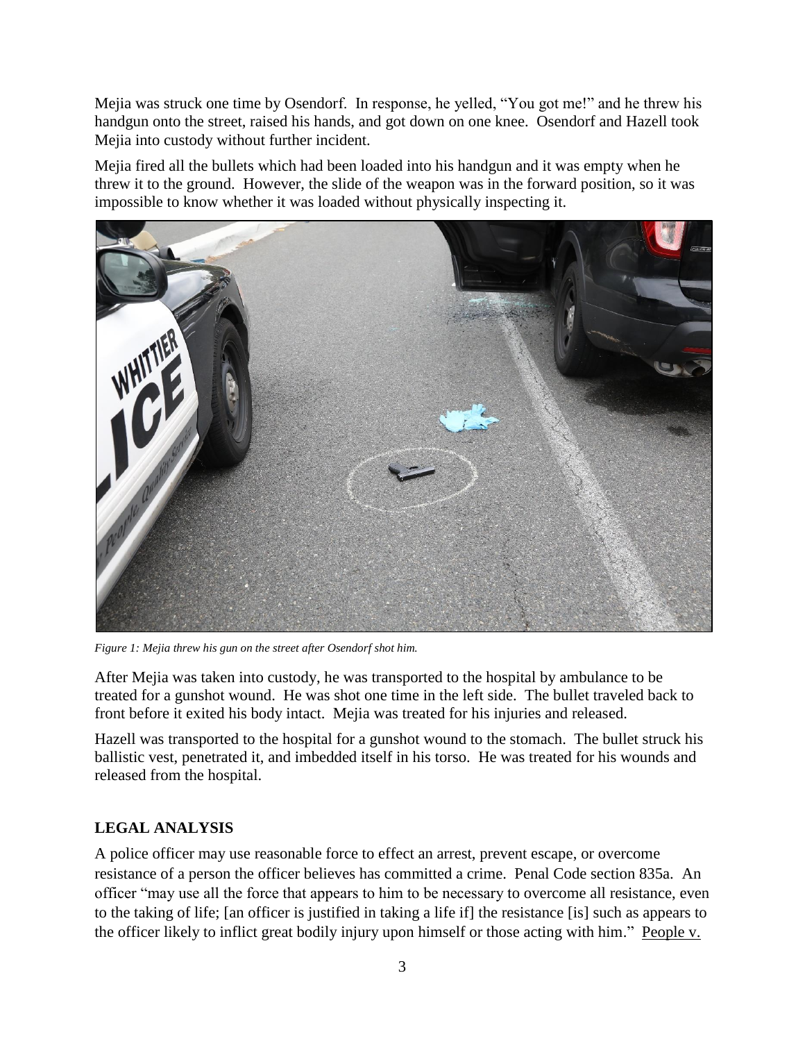Mejia was struck one time by Osendorf. In response, he yelled, "You got me!" and he threw his handgun onto the street, raised his hands, and got down on one knee. Osendorf and Hazell took Mejia into custody without further incident.

Mejia fired all the bullets which had been loaded into his handgun and it was empty when he threw it to the ground. However, the slide of the weapon was in the forward position, so it was impossible to know whether it was loaded without physically inspecting it.

*Figure 1: Mejia threw his gun on the street after Osendorf shot him.*

After Mejia was taken into custody, he was transported to the hospital by ambulance to be treated for a gunshot wound. He was shot one time in the left side. The bullet traveled back to front before it exited his body intact. Mejia was treated for his injuries and released.

Hazell was transported to the hospital for a gunshot wound to the stomach. The bullet struck his ballistic vest, penetrated it, and imbedded itself in his torso. He was treated for his wounds and released from the hospital.

## LEGAL ANALYSIS

A police officer may use reasonable force to effect an arrest, prevent escape, or overcome resistance of a person the officer believes has committed a crime. Penal Code section 835a. An officer "may use all the force that appears to him to be necessary to overcome all resistance, even to the taking of life; [an officer is justified in taking a life if] the resistance [is] such as appears to the officer likely to inflict great bodily injury upon himself or those acting with him." People v.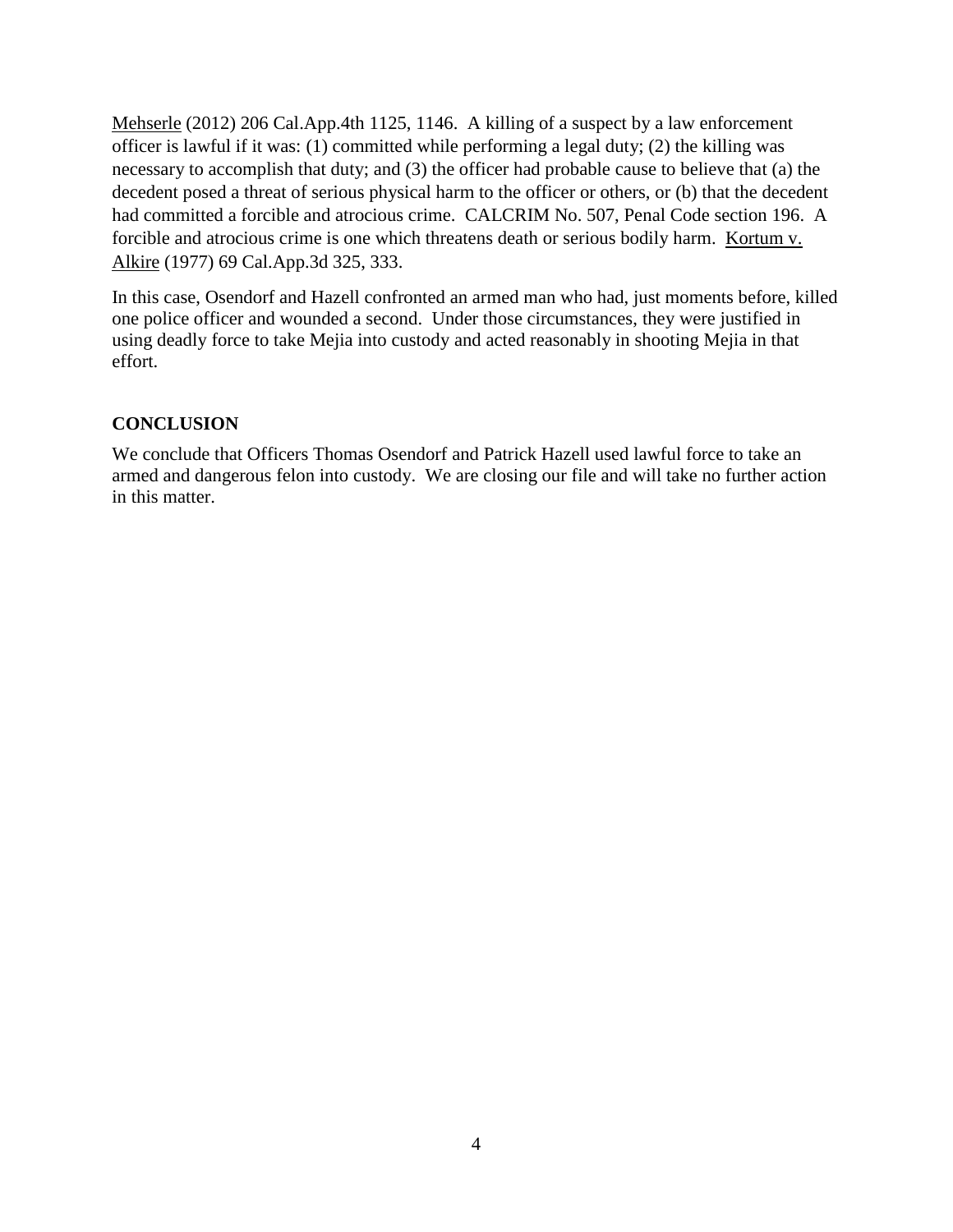Mehserle (2012) 206 Cal.App.4th 1125, 1146. A killing of a suspect by a law enforcement officer is lawful if it was: (1) committed while performing a legal duty; (2) the killing was necessary to accomplish that duty; and (3) the officer had probable cause to believe that (a) the decedent posed a threat of serious physical harm to the officer or others, or (b) that the decedent had committed a forcible and atrocious crime. CALCRIM No. 507, Penal Code section 196. A forcible and atrocious crime is one which threatens death or serious bodily harm. Kortum v. Alkire (1977) 69 Cal.App.3d 325, 333.

In this case, Osendorf and Hazell confronted an armed man who had, just moments before, killed one police officer and wounded a second. Under those circumstances, they were justified in using deadly force to take Mejia into custody and acted reasonably in shooting Mejia in that effort.

## CONCLUSION

We conclude that Officers Thomas Osendorf and Patrick Hazell used lawful force to take an armed and dangerous felon into custody. We are closing our file and will take no further action in this matter.